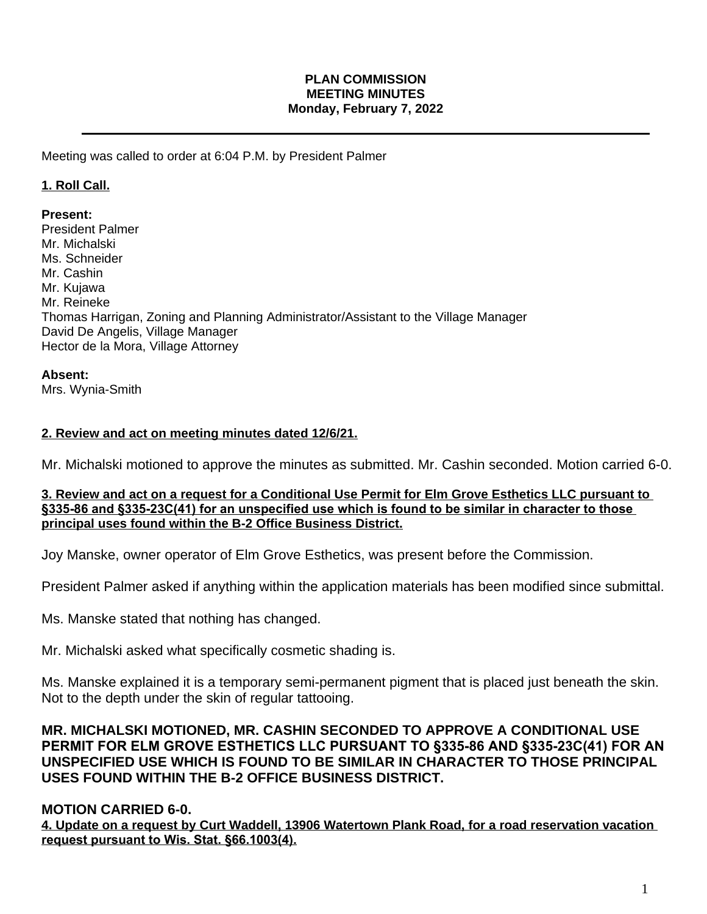**PLAN COMMISSION**
**MEETING MINUTES**
**Monday, February 7, 2022**

---

Meeting was called to order at 6:04 P.M. by President Palmer

**1. Roll Call.**

**Present:**
President Palmer
Mr. Michalski
Ms. Schneider
Mr. Cashin
Mr. Kujawa
Mr. Reineke
Thomas Harrigan, Zoning and Planning Administrator/Assistant to the Village Manager
David De Angelis, Village Manager
Hector de la Mora, Village Attorney

**Absent:**
Mrs. Wynia-Smith

**2. Review and act on meeting minutes dated 12/6/21.**

Mr. Michalski motioned to approve the minutes as submitted. Mr. Cashin seconded. Motion carried 6-0.

**3. Review and act on a request for a Conditional Use Permit for Elm Grove Esthetics LLC pursuant to §335-86 and §335-23C(41) for an unspecified use which is found to be similar in character to those principal uses found within the B-2 Office Business District.**

Joy Manske, owner operator of Elm Grove Esthetics, was present before the Commission.

President Palmer asked if anything within the application materials has been modified since submittal.

Ms. Manske stated that nothing has changed.

Mr. Michalski asked what specifically cosmetic shading is.

Ms. Manske explained it is a temporary semi-permanent pigment that is placed just beneath the skin. Not to the depth under the skin of regular tattooing.

**MR. MICHALSKI MOTIONED, MR. CASHIN SECONDED TO APPROVE A CONDITIONAL USE PERMIT FOR ELM GROVE ESTHETICS LLC PURSUANT TO §335-86 AND §335-23C(41) FOR AN UNSPECIFIED USE WHICH IS FOUND TO BE SIMILAR IN CHARACTER TO THOSE PRINCIPAL USES FOUND WITHIN THE B-2 OFFICE BUSINESS DISTRICT.**

**MOTION CARRIED 6-0.**

**4. Update on a request by Curt Waddell, 13906 Watertown Plank Road, for a road reservation vacation request pursuant to Wis. Stat. §66.1003(4).**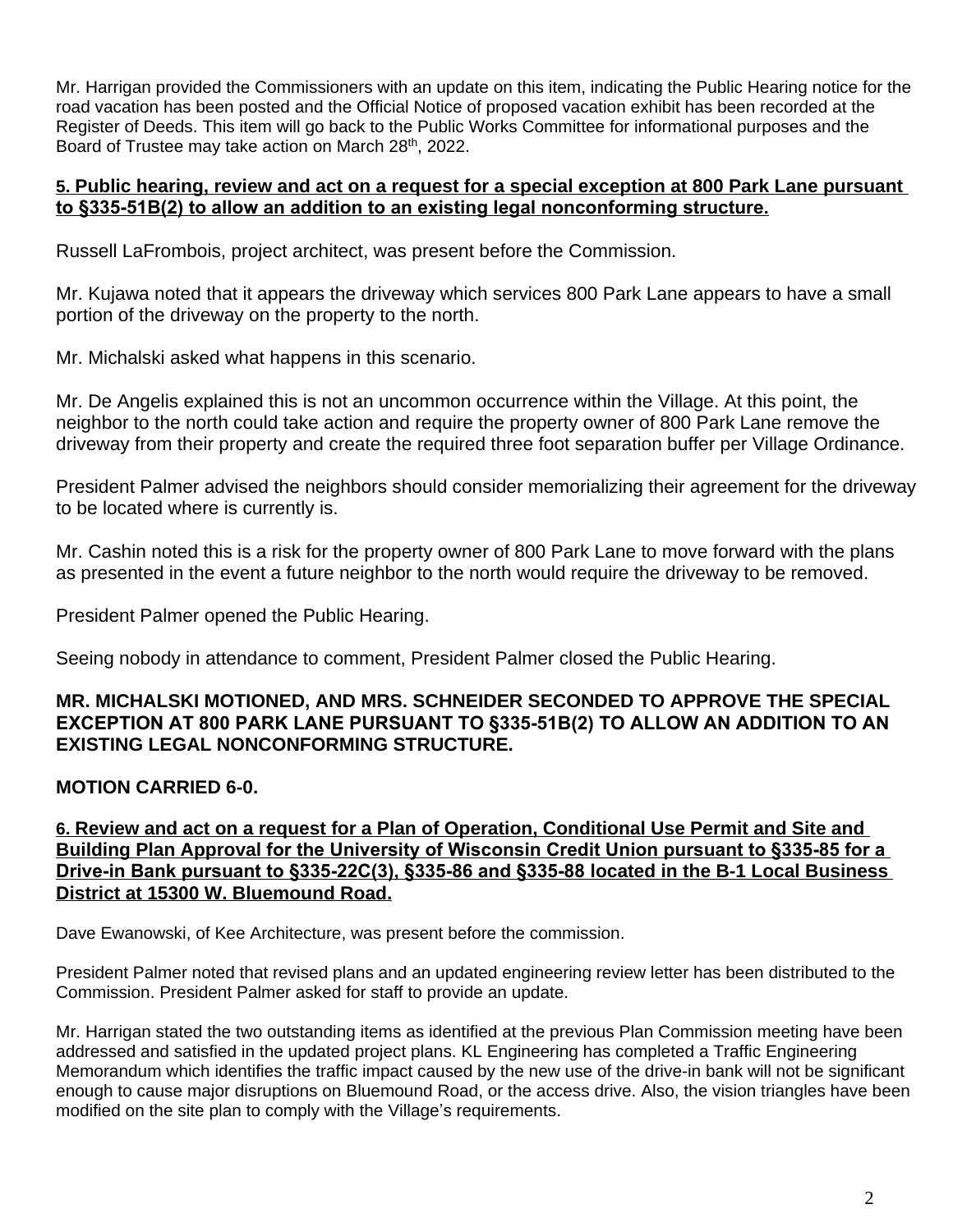Mr. Harrigan provided the Commissioners with an update on this item, indicating the Public Hearing notice for the road vacation has been posted and the Official Notice of proposed vacation exhibit has been recorded at the Register of Deeds. This item will go back to the Public Works Committee for informational purposes and the Board of Trustee may take action on March 28th, 2022.

**5. Public hearing, review and act on a request for a special exception at 800 Park Lane pursuant to §335-51B(2) to allow an addition to an existing legal nonconforming structure.**

Russell LaFrombois, project architect, was present before the Commission.

Mr. Kujawa noted that it appears the driveway which services 800 Park Lane appears to have a small portion of the driveway on the property to the north.

Mr. Michalski asked what happens in this scenario.

Mr. De Angelis explained this is not an uncommon occurrence within the Village. At this point, the neighbor to the north could take action and require the property owner of 800 Park Lane remove the driveway from their property and create the required three foot separation buffer per Village Ordinance.

President Palmer advised the neighbors should consider memorializing their agreement for the driveway to be located where is currently is.

Mr. Cashin noted this is a risk for the property owner of 800 Park Lane to move forward with the plans as presented in the event a future neighbor to the north would require the driveway to be removed.

President Palmer opened the Public Hearing.

Seeing nobody in attendance to comment, President Palmer closed the Public Hearing.

**MR. MICHALSKI MOTIONED, AND MRS. SCHNEIDER SECONDED TO APPROVE THE SPECIAL EXCEPTION AT 800 PARK LANE PURSUANT TO §335-51B(2) TO ALLOW AN ADDITION TO AN EXISTING LEGAL NONCONFORMING STRUCTURE.**

**MOTION CARRIED 6-0.**

**6. Review and act on a request for a Plan of Operation, Conditional Use Permit and Site and Building Plan Approval for the University of Wisconsin Credit Union pursuant to §335-85 for a Drive-in Bank pursuant to §335-22C(3), §335-86 and §335-88 located in the B-1 Local Business District at 15300 W. Bluemound Road.**

Dave Ewanowski, of Kee Architecture, was present before the commission.

President Palmer noted that revised plans and an updated engineering review letter has been distributed to the Commission. President Palmer asked for staff to provide an update.

Mr. Harrigan stated the two outstanding items as identified at the previous Plan Commission meeting have been addressed and satisfied in the updated project plans. KL Engineering has completed a Traffic Engineering Memorandum which identifies the traffic impact caused by the new use of the drive-in bank will not be significant enough to cause major disruptions on Bluemound Road, or the access drive. Also, the vision triangles have been modified on the site plan to comply with the Village's requirements.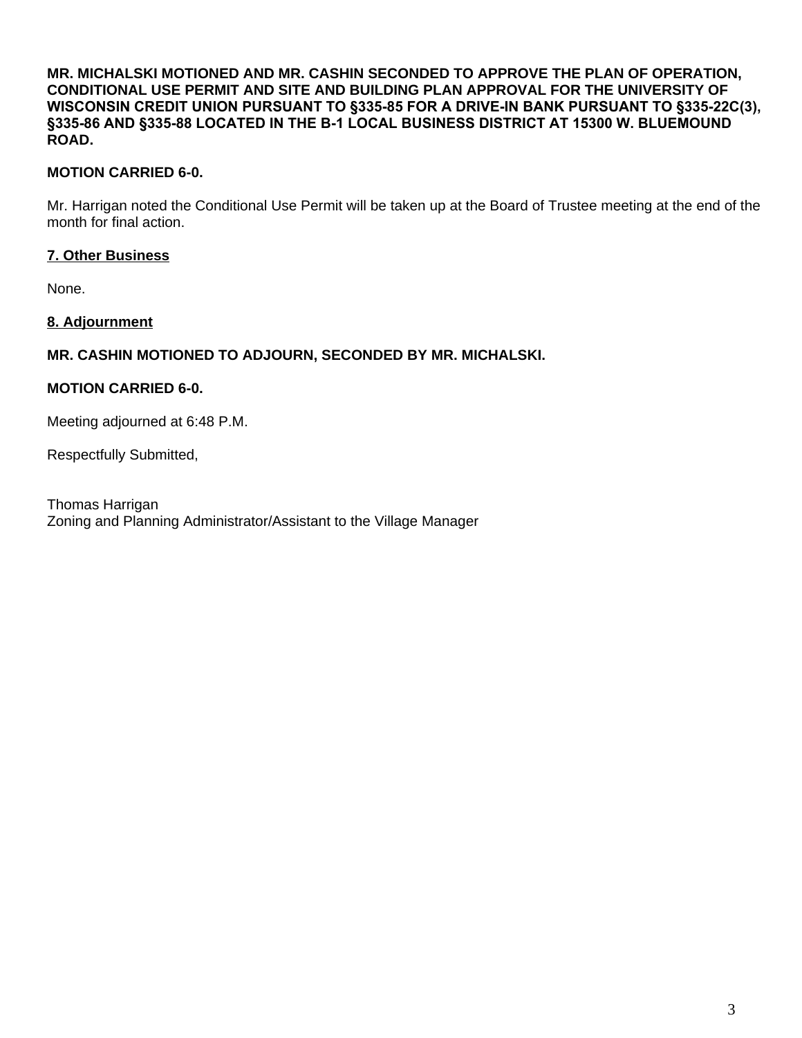**MR. MICHALSKI MOTIONED AND MR. CASHIN SECONDED TO APPROVE THE PLAN OF OPERATION, CONDITIONAL USE PERMIT AND SITE AND BUILDING PLAN APPROVAL FOR THE UNIVERSITY OF WISCONSIN CREDIT UNION PURSUANT TO §335-85 FOR A DRIVE-IN BANK PURSUANT TO §335-22C(3), §335-86 AND §335-88 LOCATED IN THE B-1 LOCAL BUSINESS DISTRICT AT 15300 W. BLUEMOUND ROAD.**

**MOTION CARRIED 6-0.**

Mr. Harrigan noted the Conditional Use Permit will be taken up at the Board of Trustee meeting at the end of the month for final action.

## 7. Other Business

None.

## 8. Adjournment

**MR. CASHIN MOTIONED TO ADJOURN, SECONDED BY MR. MICHALSKI.**

**MOTION CARRIED 6-0.**

Meeting adjourned at 6:48 P.M.

Respectfully Submitted,

Thomas Harrigan
Zoning and Planning Administrator/Assistant to the Village Manager